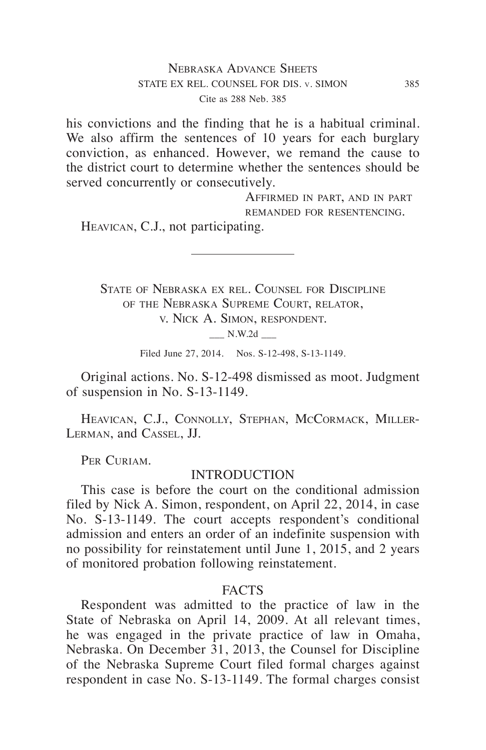his convictions and the finding that he is a habitual criminal. We also affirm the sentences of 10 years for each burglary conviction, as enhanced. However, we remand the cause to the district court to determine whether the sentences should be served concurrently or consecutively.

Affirmed in part, and in part remanded for resentencing.

Heavican, C.J., not participating.

---

State of Nebraska ex rel. Counsel for Discipline of the Nebraska Supreme Court, relator, v. Nick A. Simon, respondent.

___ N.W.2d ___

Filed June 27, 2014. Nos. S-12-498, S-13-1149.

Original actions. No. S-12-498 dismissed as moot. Judgment of suspension in No. S-13-1149.

Heavican, C.J., Connolly, Stephan, McCormack, Miller-Lerman, and Cassel, JJ.

Per Curiam.

## INTRODUCTION

This case is before the court on the conditional admission filed by Nick A. Simon, respondent, on April 22, 2014, in case No. S-13-1149. The court accepts respondent's conditional admission and enters an order of an indefinite suspension with no possibility for reinstatement until June 1, 2015, and 2 years of monitored probation following reinstatement.

## FACTS

Respondent was admitted to the practice of law in the State of Nebraska on April 14, 2009. At all relevant times, he was engaged in the private practice of law in Omaha, Nebraska. On December 31, 2013, the Counsel for Discipline of the Nebraska Supreme Court filed formal charges against respondent in case No. S-13-1149. The formal charges consist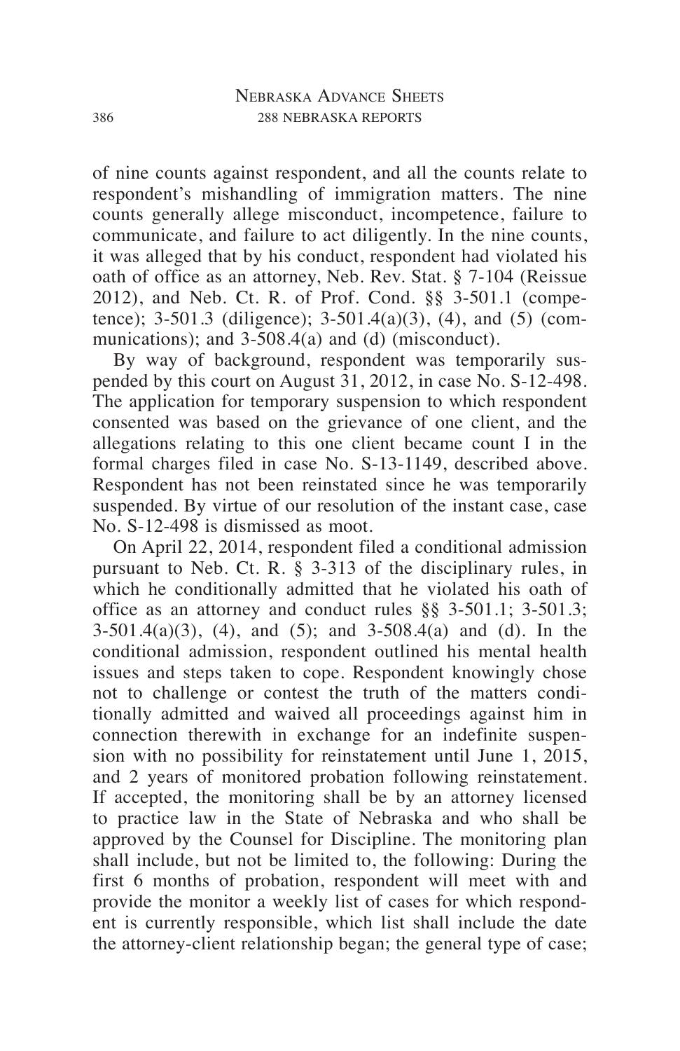of nine counts against respondent, and all the counts relate to respondent's mishandling of immigration matters. The nine counts generally allege misconduct, incompetence, failure to communicate, and failure to act diligently. In the nine counts, it was alleged that by his conduct, respondent had violated his oath of office as an attorney, Neb. Rev. Stat. § 7-104 (Reissue 2012), and Neb. Ct. R. of Prof. Cond. §§ 3-501.1 (competence); 3-501.3 (diligence); 3-501.4(a)(3), (4), and (5) (communications); and 3-508.4(a) and (d) (misconduct).

By way of background, respondent was temporarily suspended by this court on August 31, 2012, in case No. S-12-498. The application for temporary suspension to which respondent consented was based on the grievance of one client, and the allegations relating to this one client became count I in the formal charges filed in case No. S-13-1149, described above. Respondent has not been reinstated since he was temporarily suspended. By virtue of our resolution of the instant case, case No. S-12-498 is dismissed as moot.

On April 22, 2014, respondent filed a conditional admission pursuant to Neb. Ct. R. § 3-313 of the disciplinary rules, in which he conditionally admitted that he violated his oath of office as an attorney and conduct rules §§ 3-501.1; 3-501.3; 3-501.4(a)(3), (4), and (5); and 3-508.4(a) and (d). In the conditional admission, respondent outlined his mental health issues and steps taken to cope. Respondent knowingly chose not to challenge or contest the truth of the matters conditionally admitted and waived all proceedings against him in connection therewith in exchange for an indefinite suspension with no possibility for reinstatement until June 1, 2015, and 2 years of monitored probation following reinstatement. If accepted, the monitoring shall be by an attorney licensed to practice law in the State of Nebraska and who shall be approved by the Counsel for Discipline. The monitoring plan shall include, but not be limited to, the following: During the first 6 months of probation, respondent will meet with and provide the monitor a weekly list of cases for which respondent is currently responsible, which list shall include the date the attorney-client relationship began; the general type of case;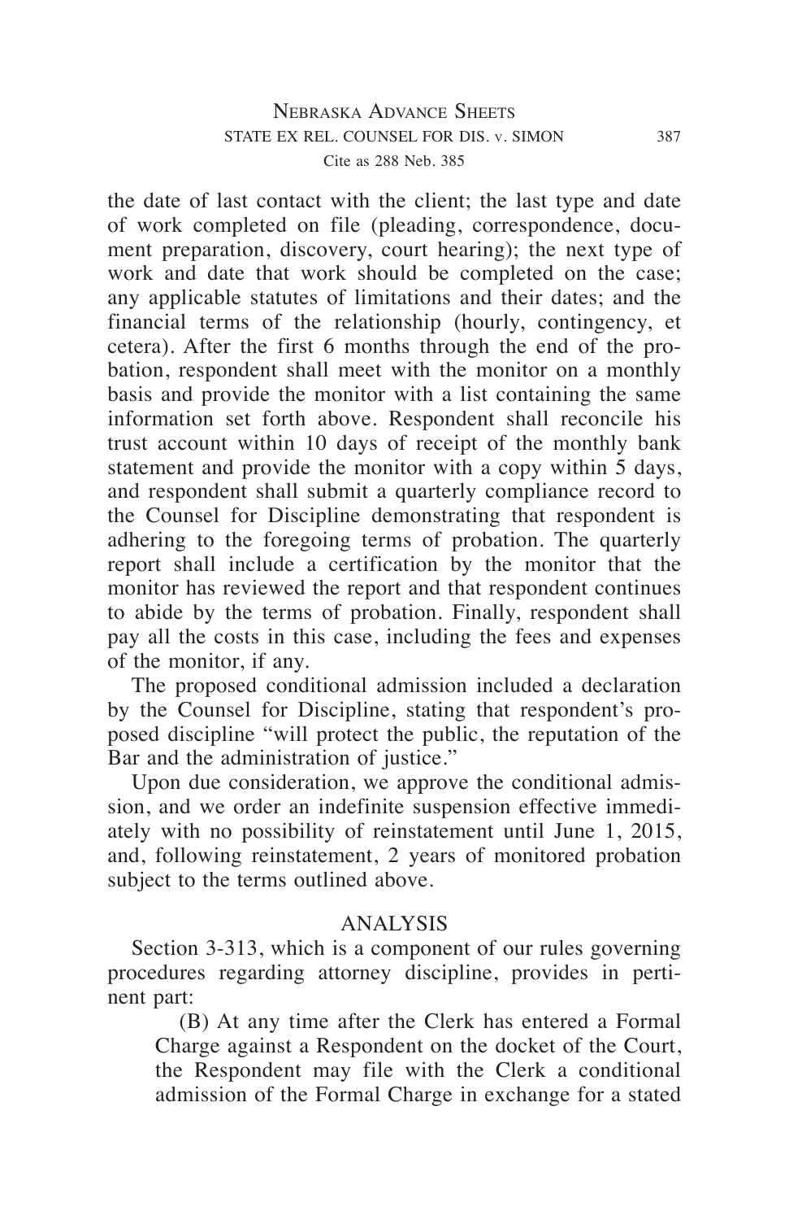the date of last contact with the client; the last type and date of work completed on file (pleading, correspondence, document preparation, discovery, court hearing); the next type of work and date that work should be completed on the case; any applicable statutes of limitations and their dates; and the financial terms of the relationship (hourly, contingency, et cetera). After the first 6 months through the end of the probation, respondent shall meet with the monitor on a monthly basis and provide the monitor with a list containing the same information set forth above. Respondent shall reconcile his trust account within 10 days of receipt of the monthly bank statement and provide the monitor with a copy within 5 days, and respondent shall submit a quarterly compliance record to the Counsel for Discipline demonstrating that respondent is adhering to the foregoing terms of probation. The quarterly report shall include a certification by the monitor that the monitor has reviewed the report and that respondent continues to abide by the terms of probation. Finally, respondent shall pay all the costs in this case, including the fees and expenses of the monitor, if any.

The proposed conditional admission included a declaration by the Counsel for Discipline, stating that respondent's proposed discipline "will protect the public, the reputation of the Bar and the administration of justice."

Upon due consideration, we approve the conditional admission, and we order an indefinite suspension effective immediately with no possibility of reinstatement until June 1, 2015, and, following reinstatement, 2 years of monitored probation subject to the terms outlined above.

## ANALYSIS

Section 3-313, which is a component of our rules governing procedures regarding attorney discipline, provides in pertinent part:

> (B) At any time after the Clerk has entered a Formal Charge against a Respondent on the docket of the Court, the Respondent may file with the Clerk a conditional admission of the Formal Charge in exchange for a stated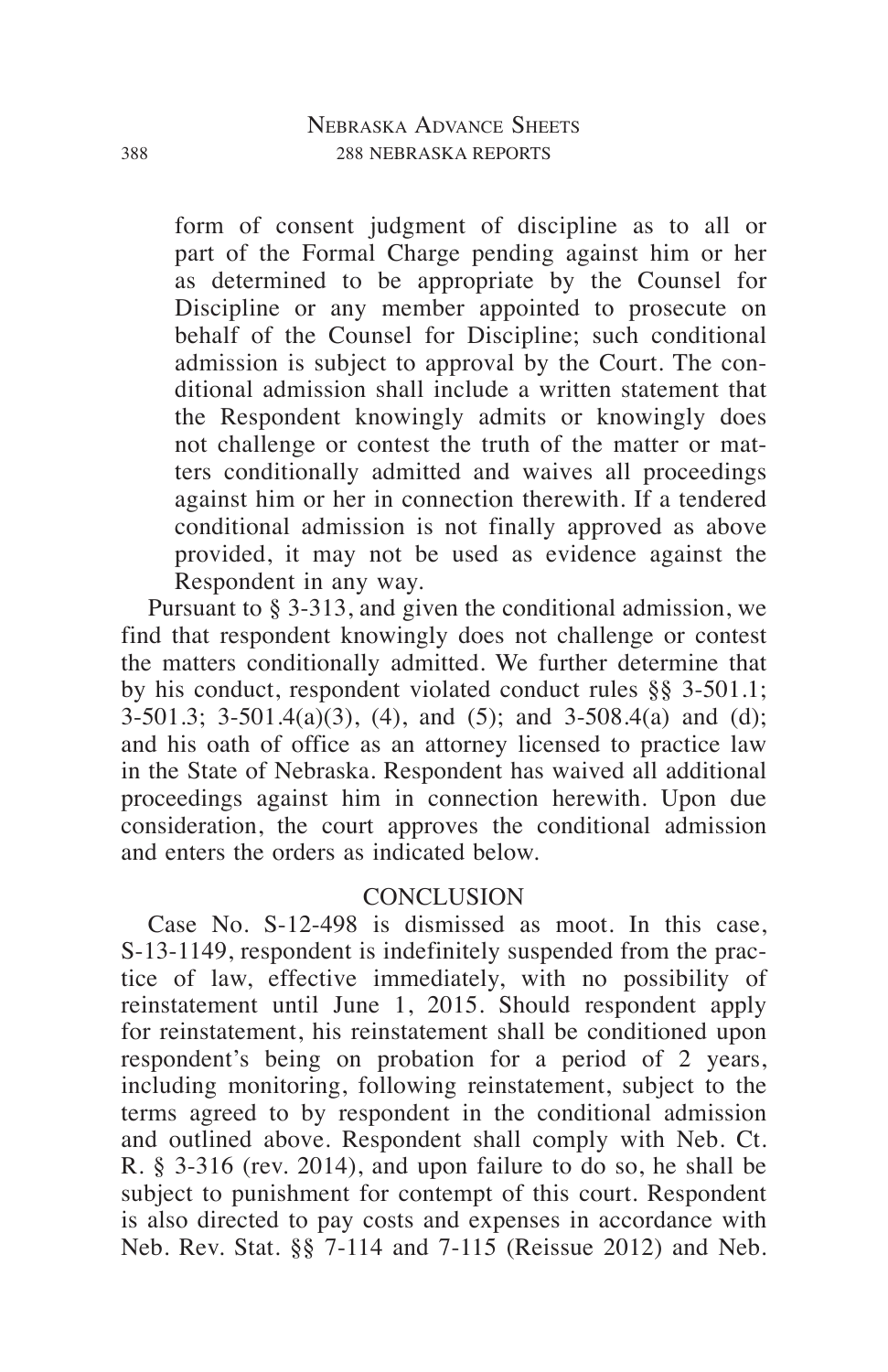> form of consent judgment of discipline as to all or part of the Formal Charge pending against him or her as determined to be appropriate by the Counsel for Discipline or any member appointed to prosecute on behalf of the Counsel for Discipline; such conditional admission is subject to approval by the Court. The conditional admission shall include a written statement that the Respondent knowingly admits or knowingly does not challenge or contest the truth of the matter or matters conditionally admitted and waives all proceedings against him or her in connection therewith. If a tendered conditional admission is not finally approved as above provided, it may not be used as evidence against the Respondent in any way.

Pursuant to § 3-313, and given the conditional admission, we find that respondent knowingly does not challenge or contest the matters conditionally admitted. We further determine that by his conduct, respondent violated conduct rules §§ 3-501.1; 3-501.3; 3-501.4(a)(3), (4), and (5); and 3-508.4(a) and (d); and his oath of office as an attorney licensed to practice law in the State of Nebraska. Respondent has waived all additional proceedings against him in connection herewith. Upon due consideration, the court approves the conditional admission and enters the orders as indicated below.

## CONCLUSION

Case No. S-12-498 is dismissed as moot. In this case, S-13-1149, respondent is indefinitely suspended from the practice of law, effective immediately, with no possibility of reinstatement until June 1, 2015. Should respondent apply for reinstatement, his reinstatement shall be conditioned upon respondent's being on probation for a period of 2 years, including monitoring, following reinstatement, subject to the terms agreed to by respondent in the conditional admission and outlined above. Respondent shall comply with Neb. Ct. R. § 3-316 (rev. 2014), and upon failure to do so, he shall be subject to punishment for contempt of this court. Respondent is also directed to pay costs and expenses in accordance with Neb. Rev. Stat. §§ 7-114 and 7-115 (Reissue 2012) and Neb.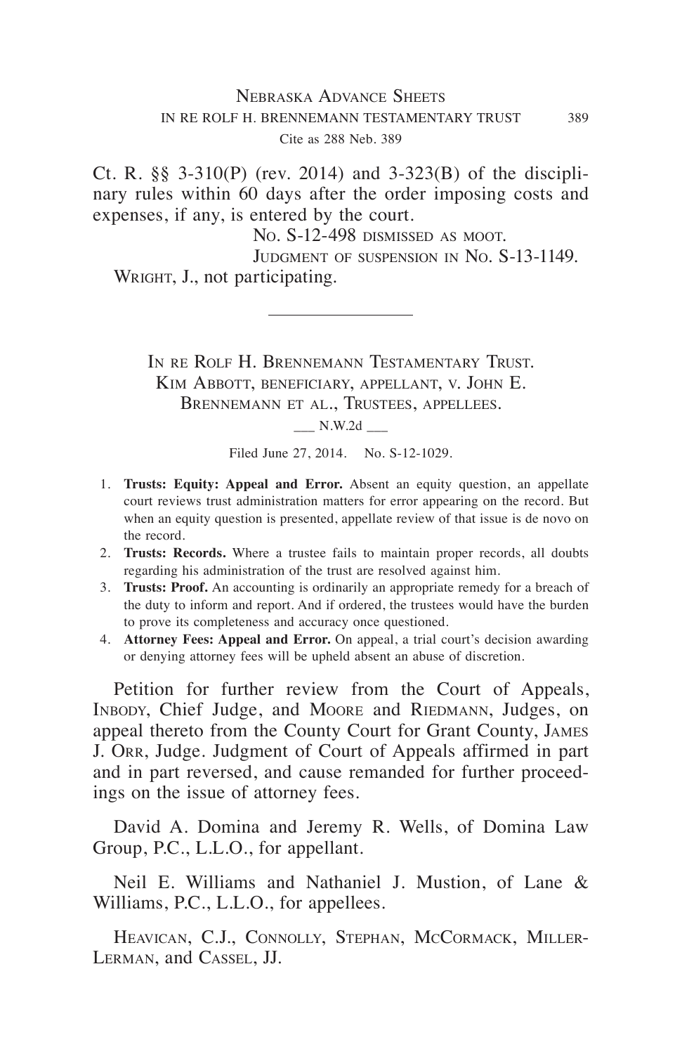Ct. R. §§ 3-310(P) (rev. 2014) and 3-323(B) of the disciplinary rules within 60 days after the order imposing costs and expenses, if any, is entered by the court.

No. S-12-498 dismissed as moot.

Judgment of suspension in No. S-13-1149.

Wright, J., not participating.

---

In re Rolf H. Brennemann Testamentary Trust.
Kim Abbott, beneficiary, appellant, v. John E. Brennemann et al., Trustees, appellees.

___ N.W.2d ___

Filed June 27, 2014. No. S-12-1029.

1. **Trusts: Equity: Appeal and Error.** Absent an equity question, an appellate court reviews trust administration matters for error appearing on the record. But when an equity question is presented, appellate review of that issue is de novo on the record.
2. **Trusts: Records.** Where a trustee fails to maintain proper records, all doubts regarding his administration of the trust are resolved against him.
3. **Trusts: Proof.** An accounting is ordinarily an appropriate remedy for a breach of the duty to inform and report. And if ordered, the trustees would have the burden to prove its completeness and accuracy once questioned.
4. **Attorney Fees: Appeal and Error.** On appeal, a trial court's decision awarding or denying attorney fees will be upheld absent an abuse of discretion.

Petition for further review from the Court of Appeals, Inbody, Chief Judge, and Moore and Riedmann, Judges, on appeal thereto from the County Court for Grant County, James J. Orr, Judge. Judgment of Court of Appeals affirmed in part and in part reversed, and cause remanded for further proceedings on the issue of attorney fees.

David A. Domina and Jeremy R. Wells, of Domina Law Group, P.C., L.L.O., for appellant.

Neil E. Williams and Nathaniel J. Mustion, of Lane & Williams, P.C., L.L.O., for appellees.

Heavican, C.J., Connolly, Stephan, McCormack, Miller-Lerman, and Cassel, JJ.